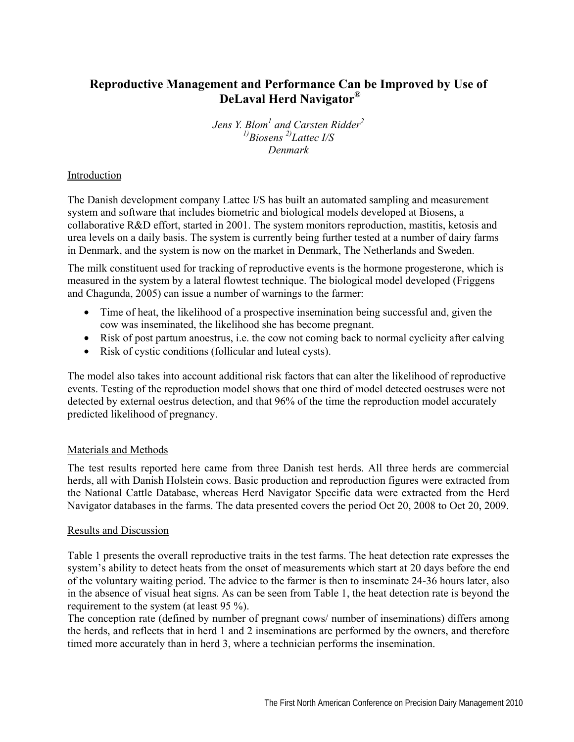# Reproductive Management and Performance Can be Improved by Use of DeLaval Herd Navigator®

*Jens Y. Blom[1] and Carsten Ridder[2]*
*[1]Biosens [2]Lattec I/S*
*Denmark*

## Introduction

The Danish development company Lattec I/S has built an automated sampling and measurement system and software that includes biometric and biological models developed at Biosens, a collaborative R&D effort, started in 2001. The system monitors reproduction, mastitis, ketosis and urea levels on a daily basis. The system is currently being further tested at a number of dairy farms in Denmark, and the system is now on the market in Denmark, The Netherlands and Sweden.

The milk constituent used for tracking of reproductive events is the hormone progesterone, which is measured in the system by a lateral flowtest technique. The biological model developed (Friggens and Chagunda, 2005) can issue a number of warnings to the farmer:

- Time of heat, the likelihood of a prospective insemination being successful and, given the cow was inseminated, the likelihood she has become pregnant.
- Risk of post partum anoestrus, i.e. the cow not coming back to normal cyclicity after calving
- Risk of cystic conditions (follicular and luteal cysts).

The model also takes into account additional risk factors that can alter the likelihood of reproductive events. Testing of the reproduction model shows that one third of model detected oestruses were not detected by external oestrus detection, and that 96% of the time the reproduction model accurately predicted likelihood of pregnancy.

## Materials and Methods

The test results reported here came from three Danish test herds. All three herds are commercial herds, all with Danish Holstein cows. Basic production and reproduction figures were extracted from the National Cattle Database, whereas Herd Navigator Specific data were extracted from the Herd Navigator databases in the farms. The data presented covers the period Oct 20, 2008 to Oct 20, 2009.

## Results and Discussion

Table 1 presents the overall reproductive traits in the test farms. The heat detection rate expresses the system's ability to detect heats from the onset of measurements which start at 20 days before the end of the voluntary waiting period. The advice to the farmer is then to inseminate 24-36 hours later, also in the absence of visual heat signs. As can be seen from Table 1, the heat detection rate is beyond the requirement to the system (at least 95 %).

The conception rate (defined by number of pregnant cows/ number of inseminations) differs among the herds, and reflects that in herd 1 and 2 inseminations are performed by the owners, and therefore timed more accurately than in herd 3, where a technician performs the insemination.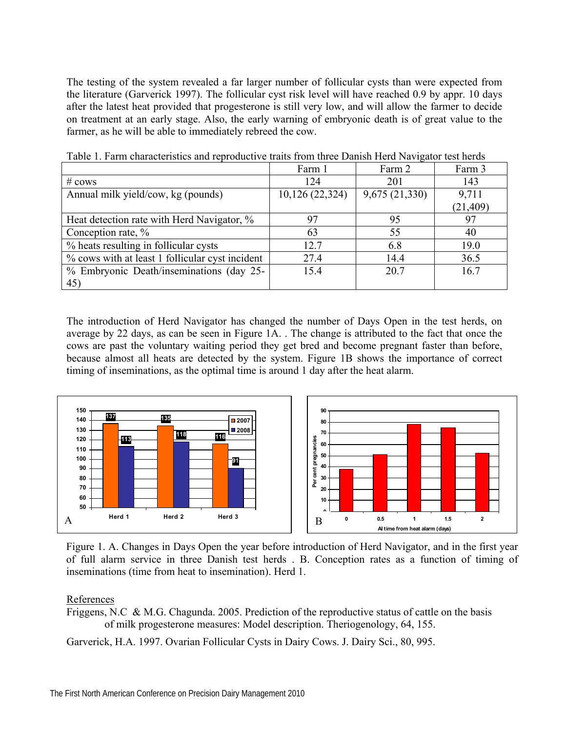The testing of the system revealed a far larger number of follicular cysts than were expected from the literature (Garverick 1997). The follicular cyst risk level will have reached 0.9 by appr. 10 days after the latest heat provided that progesterone is still very low, and will allow the farmer to decide on treatment at an early stage. Also, the early warning of embryonic death is of great value to the farmer, as he will be able to immediately rebreed the cow.

Table 1. Farm characteristics and reproductive traits from three Danish Herd Navigator test herds

| | Farm 1 | Farm 2 | Farm 3 |
|---|---|---|---|
| # cows | 124 | 201 | 143 |
| Annual milk yield/cow, kg (pounds) | 10,126 (22,324) | 9,675 (21,330) | 9,711 (21,409) |
| Heat detection rate with Herd Navigator, % | 97 | 95 | 97 |
| Conception rate, % | 63 | 55 | 40 |
| % heats resulting in follicular cysts | 12.7 | 6.8 | 19.0 |
| % cows with at least 1 follicular cyst incident | 27.4 | 14.4 | 36.5 |
| % Embryonic Death/inseminations (day 25-45) | 15.4 | 20.7 | 16.7 |

The introduction of Herd Navigator has changed the number of Days Open in the test herds, on average by 22 days, as can be seen in Figure 1A. . The change is attributed to the fact that once the cows are past the voluntary waiting period they get bred and become pregnant faster than before, because almost all heats are detected by the system. Figure 1B shows the importance of correct timing of inseminations, as the optimal time is around 1 day after the heat alarm.

A

150
140
130
120
110
100
90
80
70
60
50

137
113
135
118
116
91

2007
2008

Herd 1
Herd 2
Herd 3

B

Per cent pregnancies

90
80
70
60
50
40
30
20
10
0

0
0.5
1
1.5
2

AI time from heat alarm (days)

Figure 1. A. Changes in Days Open the year before introduction of Herd Navigator, and in the first year of full alarm service in three Danish test herds . B. Conception rates as a function of timing of inseminations (time from heat to insemination). Herd 1.

References

Friggens, N.C & M.G. Chagunda. 2005. Prediction of the reproductive status of cattle on the basis of milk progesterone measures: Model description. Theriogenology, 64, 155.

Garverick, H.A. 1997. Ovarian Follicular Cysts in Dairy Cows. J. Dairy Sci., 80, 995.